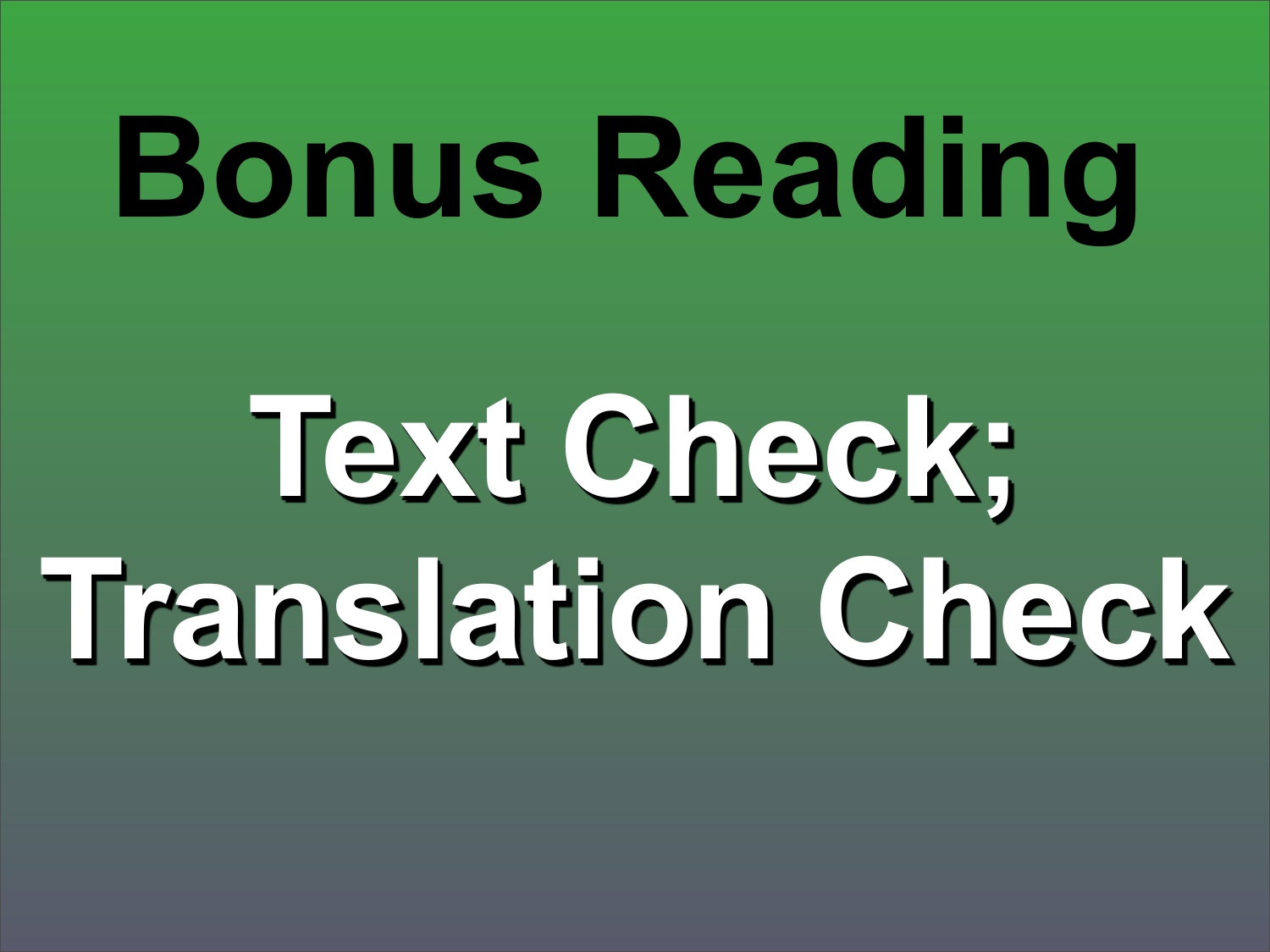# Bonus Reading

## Text Check; Translation Check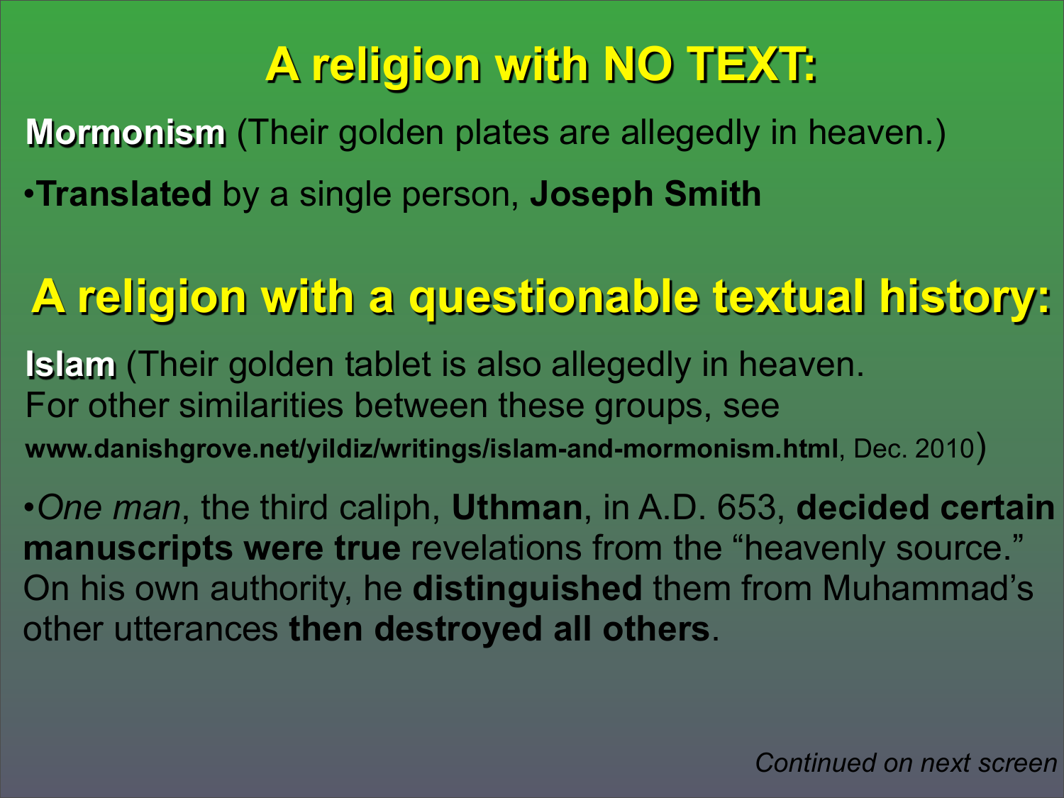# A religion with NO TEXT:

**Mormonism** (Their golden plates are allegedly in heaven.)

- **Translated** by a single person, **Joseph Smith**

# A religion with a questionable textual history:

**Islam** (Their golden tablet is also allegedly in heaven. For other similarities between these groups, see **www.danishgrove.net/yildiz/writings/islam-and-mormonism.html**, Dec. 2010)

- *One man*, the third caliph, **Uthman**, in A.D. 653, **decided certain manuscripts were true** revelations from the "heavenly source." On his own authority, he **distinguished** them from Muhammad's other utterances **then destroyed all others**.

*Continued on next screen*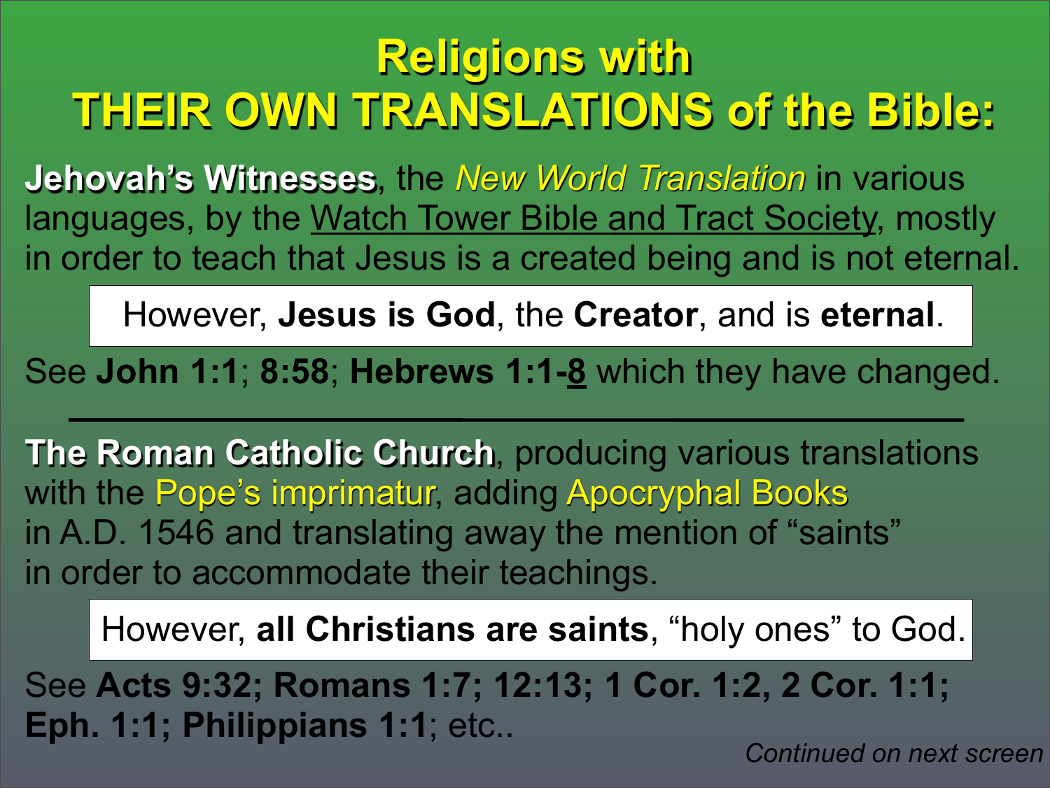# Religions with THEIR OWN TRANSLATIONS of the Bible:

**Jehovah's Witnesses**, the *New World Translation* in various languages, by the Watch Tower Bible and Tract Society, mostly in order to teach that Jesus is a created being and is not eternal.

> However, **Jesus is God**, the **Creator**, and is **eternal**.

See **John 1:1**; **8:58**; **Hebrews 1:1-8** which they have changed.

---

**The Roman Catholic Church**, producing various translations with the Pope's imprimatur, adding Apocryphal Books in A.D. 1546 and translating away the mention of "saints" in order to accommodate their teachings.

> However, **all Christians are saints**, "holy ones" to God.

See **Acts 9:32; Romans 1:7; 12:13; 1 Cor. 1:2, 2 Cor. 1:1; Eph. 1:1; Philippians 1:1**; etc..

*Continued on next screen*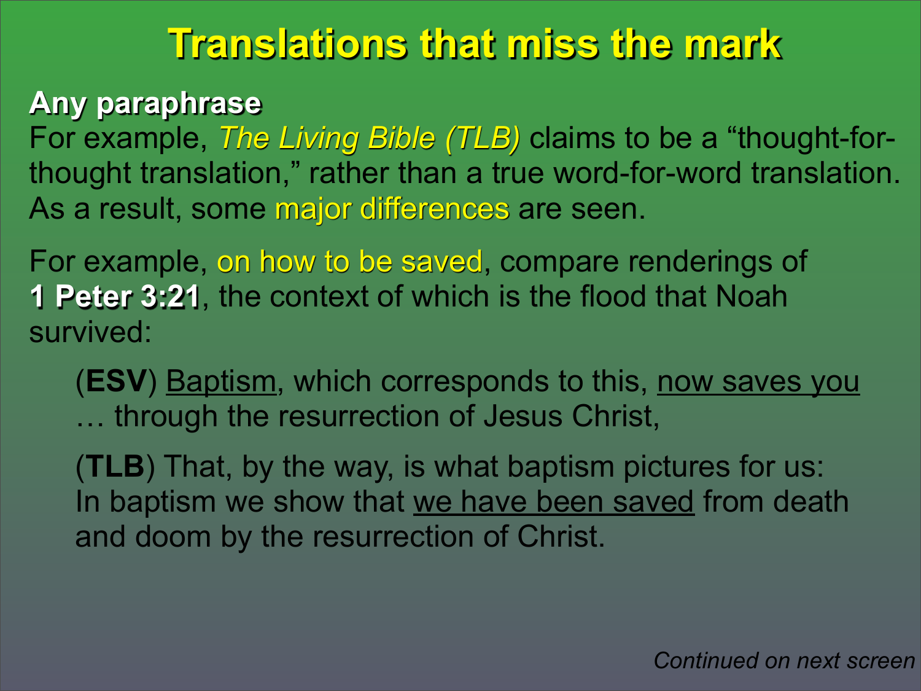# Translations that miss the mark

**Any paraphrase**

For example, *The Living Bible (TLB)* claims to be a "thought-for-thought translation," rather than a true word-for-word translation. As a result, some major differences are seen.

For example, on how to be saved, compare renderings of **1 Peter 3:21**, the context of which is the flood that Noah survived:

> (**ESV**) <u>Baptism</u>, which corresponds to this, <u>now saves you</u> … through the resurrection of Jesus Christ,

> (**TLB**) That, by the way, is what baptism pictures for us: In baptism we show that <u>we have been saved</u> from death and doom by the resurrection of Christ.

*Continued on next screen*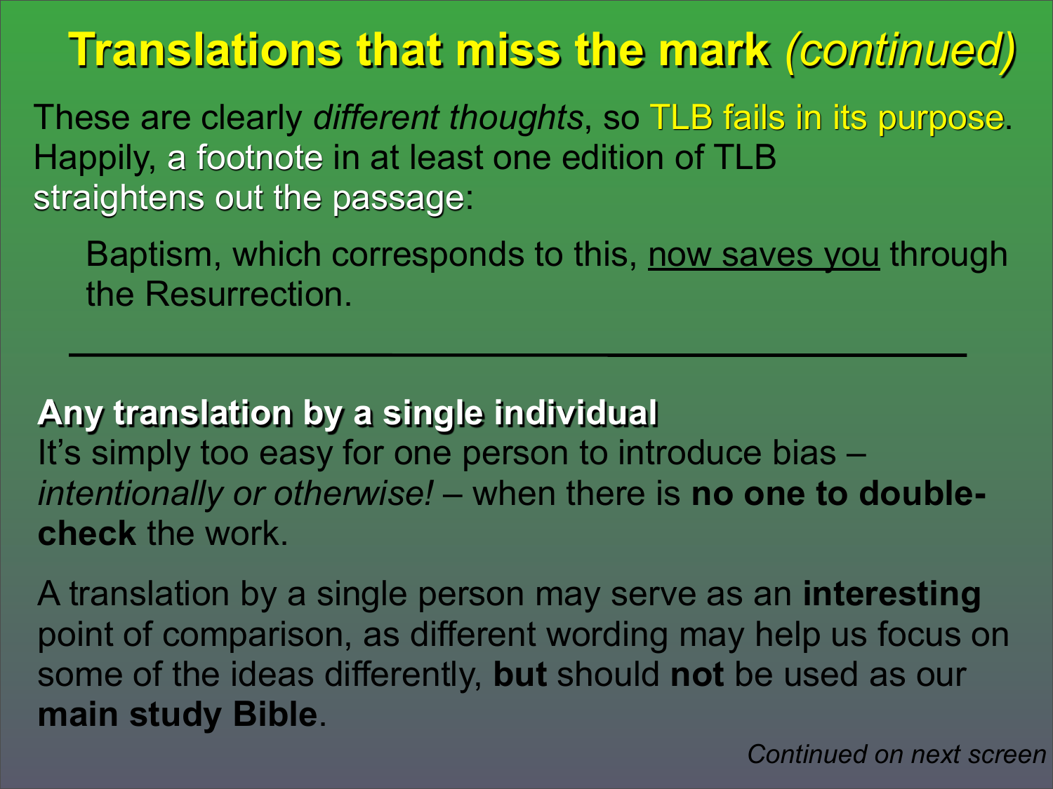# Translations that miss the mark *(continued)*

These are clearly *different thoughts*, so TLB fails in its purpose. Happily, a footnote in at least one edition of TLB straightens out the passage:

> Baptism, which corresponds to this, <u>now saves you</u> through the Resurrection.

---

**Any translation by a single individual**

It's simply too easy for one person to introduce bias – *intentionally or otherwise!* – when there is **no one to double-check** the work.

A translation by a single person may serve as an **interesting** point of comparison, as different wording may help us focus on some of the ideas differently, **but** should **not** be used as our **main study Bible**.

*Continued on next screen*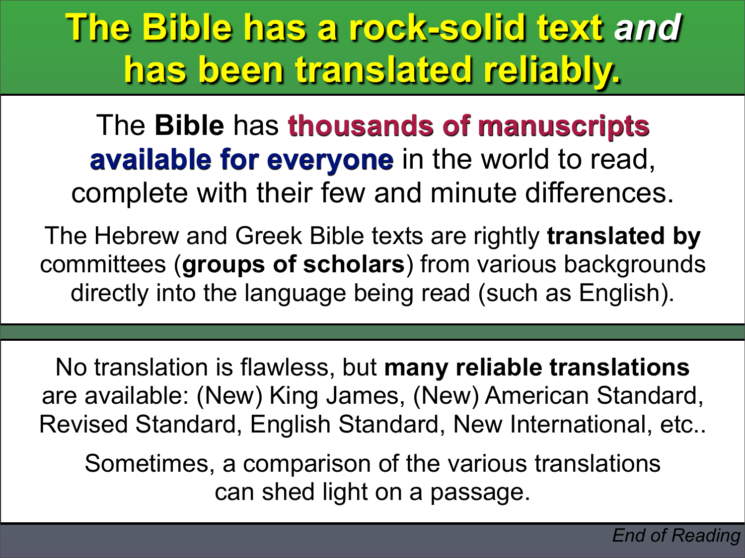# The Bible has a rock-solid text *and* has been translated reliably.

The **Bible** has **thousands of manuscripts available for everyone** in the world to read, complete with their few and minute differences.

The Hebrew and Greek Bible texts are rightly **translated by** committees (**groups of scholars**) from various backgrounds directly into the language being read (such as English).

No translation is flawless, but **many reliable translations** are available: (New) King James, (New) American Standard, Revised Standard, English Standard, New International, etc..

Sometimes, a comparison of the various translations can shed light on a passage.

*End of Reading*